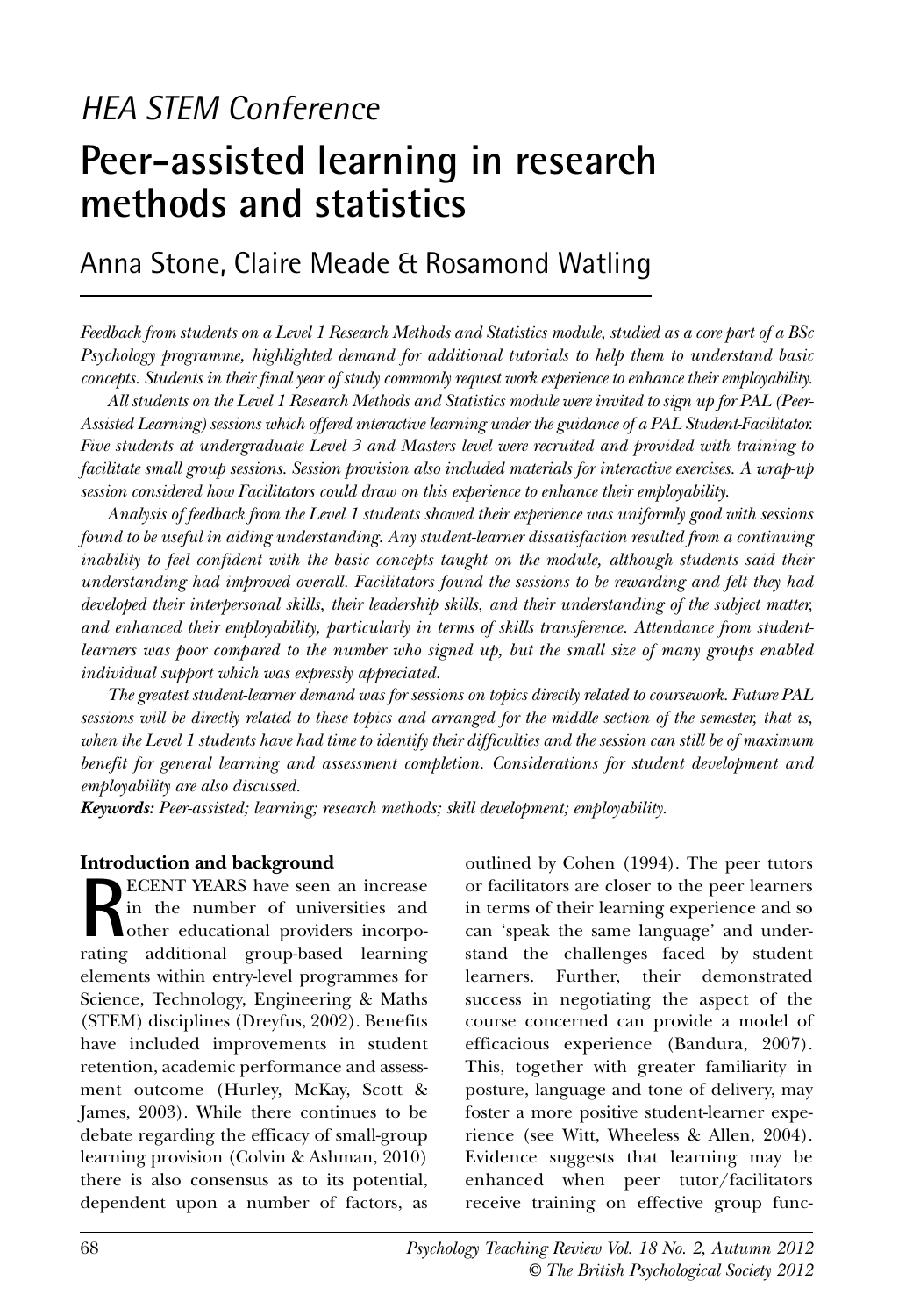*HEA STEM Conference*

# Peer-assisted learning in research methods and statistics

## Anna Stone, Claire Meade & Rosamond Watling

*Feedback from students on a Level 1 Research Methods and Statistics module, studied as a core part of a BSc Psychology programme, highlighted demand for additional tutorials to help them to understand basic concepts. Students in their final year of study commonly request work experience to enhance their employability.*

*All students on the Level 1 Research Methods and Statistics module were invited to sign up for PAL (Peer-Assisted Learning) sessions which offered interactive learning under the guidance of a PAL Student-Facilitator. Five students at undergraduate Level 3 and Masters level were recruited and provided with training to facilitate small group sessions. Session provision also included materials for interactive exercises. A wrap-up session considered how Facilitators could draw on this experience to enhance their employability.*

*Analysis of feedback from the Level 1 students showed their experience was uniformly good with sessions found to be useful in aiding understanding. Any student-learner dissatisfaction resulted from a continuing inability to feel confident with the basic concepts taught on the module, although students said their understanding had improved overall. Facilitators found the sessions to be rewarding and felt they had developed their interpersonal skills, their leadership skills, and their understanding of the subject matter, and enhanced their employability, particularly in terms of skills transference. Attendance from student-learners was poor compared to the number who signed up, but the small size of many groups enabled individual support which was expressly appreciated.*

*The greatest student-learner demand was for sessions on topics directly related to coursework. Future PAL sessions will be directly related to these topics and arranged for the middle section of the semester, that is, when the Level 1 students have had time to identify their difficulties and the session can still be of maximum benefit for general learning and assessment completion. Considerations for student development and employability are also discussed.*

***Keywords:*** *Peer-assisted; learning; research methods; skill development; employability.*

### Introduction and background

RECENT YEARS have seen an increase in the number of universities and other educational providers incorporating additional group-based learning elements within entry-level programmes for Science, Technology, Engineering & Maths (STEM) disciplines (Dreyfus, 2002). Benefits have included improvements in student retention, academic performance and assessment outcome (Hurley, McKay, Scott & James, 2003). While there continues to be debate regarding the efficacy of small-group learning provision (Colvin & Ashman, 2010) there is also consensus as to its potential, dependent upon a number of factors, as outlined by Cohen (1994). The peer tutors or facilitators are closer to the peer learners in terms of their learning experience and so can 'speak the same language' and understand the challenges faced by student learners. Further, their demonstrated success in negotiating the aspect of the course concerned can provide a model of efficacious experience (Bandura, 2007). This, together with greater familiarity in posture, language and tone of delivery, may foster a more positive student-learner experience (see Witt, Wheeless & Allen, 2004). Evidence suggests that learning may be enhanced when peer tutor/facilitators receive training on effective group func-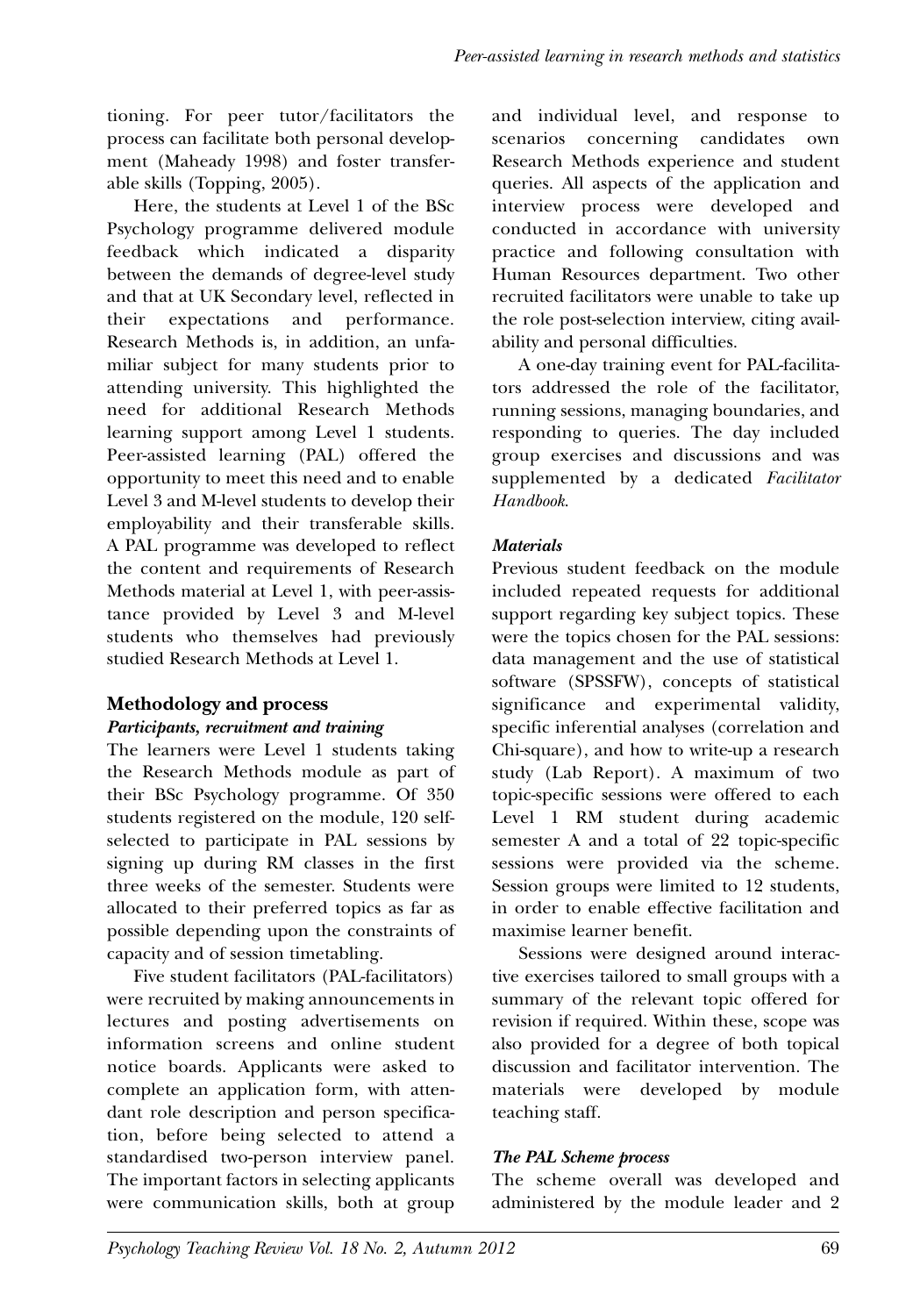tioning. For peer tutor/facilitators the process can facilitate both personal development (Maheady 1998) and foster transferable skills (Topping, 2005).

Here, the students at Level 1 of the BSc Psychology programme delivered module feedback which indicated a disparity between the demands of degree-level study and that at UK Secondary level, reflected in their expectations and performance. Research Methods is, in addition, an unfamiliar subject for many students prior to attending university. This highlighted the need for additional Research Methods learning support among Level 1 students. Peer-assisted learning (PAL) offered the opportunity to meet this need and to enable Level 3 and M-level students to develop their employability and their transferable skills. A PAL programme was developed to reflect the content and requirements of Research Methods material at Level 1, with peer-assistance provided by Level 3 and M-level students who themselves had previously studied Research Methods at Level 1.

## Methodology and process

### *Participants, recruitment and training*

The learners were Level 1 students taking the Research Methods module as part of their BSc Psychology programme. Of 350 students registered on the module, 120 self-selected to participate in PAL sessions by signing up during RM classes in the first three weeks of the semester. Students were allocated to their preferred topics as far as possible depending upon the constraints of capacity and of session timetabling.

Five student facilitators (PAL-facilitators) were recruited by making announcements in lectures and posting advertisements on information screens and online student notice boards. Applicants were asked to complete an application form, with attendant role description and person specification, before being selected to attend a standardised two-person interview panel. The important factors in selecting applicants were communication skills, both at group and individual level, and response to scenarios concerning candidates own Research Methods experience and student queries. All aspects of the application and interview process were developed and conducted in accordance with university practice and following consultation with Human Resources department. Two other recruited facilitators were unable to take up the role post-selection interview, citing availability and personal difficulties.

A one-day training event for PAL-facilitators addressed the role of the facilitator, running sessions, managing boundaries, and responding to queries. The day included group exercises and discussions and was supplemented by a dedicated *Facilitator Handbook*.

### *Materials*

Previous student feedback on the module included repeated requests for additional support regarding key subject topics. These were the topics chosen for the PAL sessions: data management and the use of statistical software (SPSSFW), concepts of statistical significance and experimental validity, specific inferential analyses (correlation and Chi-square), and how to write-up a research study (Lab Report). A maximum of two topic-specific sessions were offered to each Level 1 RM student during academic semester A and a total of 22 topic-specific sessions were provided via the scheme. Session groups were limited to 12 students, in order to enable effective facilitation and maximise learner benefit.

Sessions were designed around interactive exercises tailored to small groups with a summary of the relevant topic offered for revision if required. Within these, scope was also provided for a degree of both topical discussion and facilitator intervention. The materials were developed by module teaching staff.

### *The PAL Scheme process*

The scheme overall was developed and administered by the module leader and 2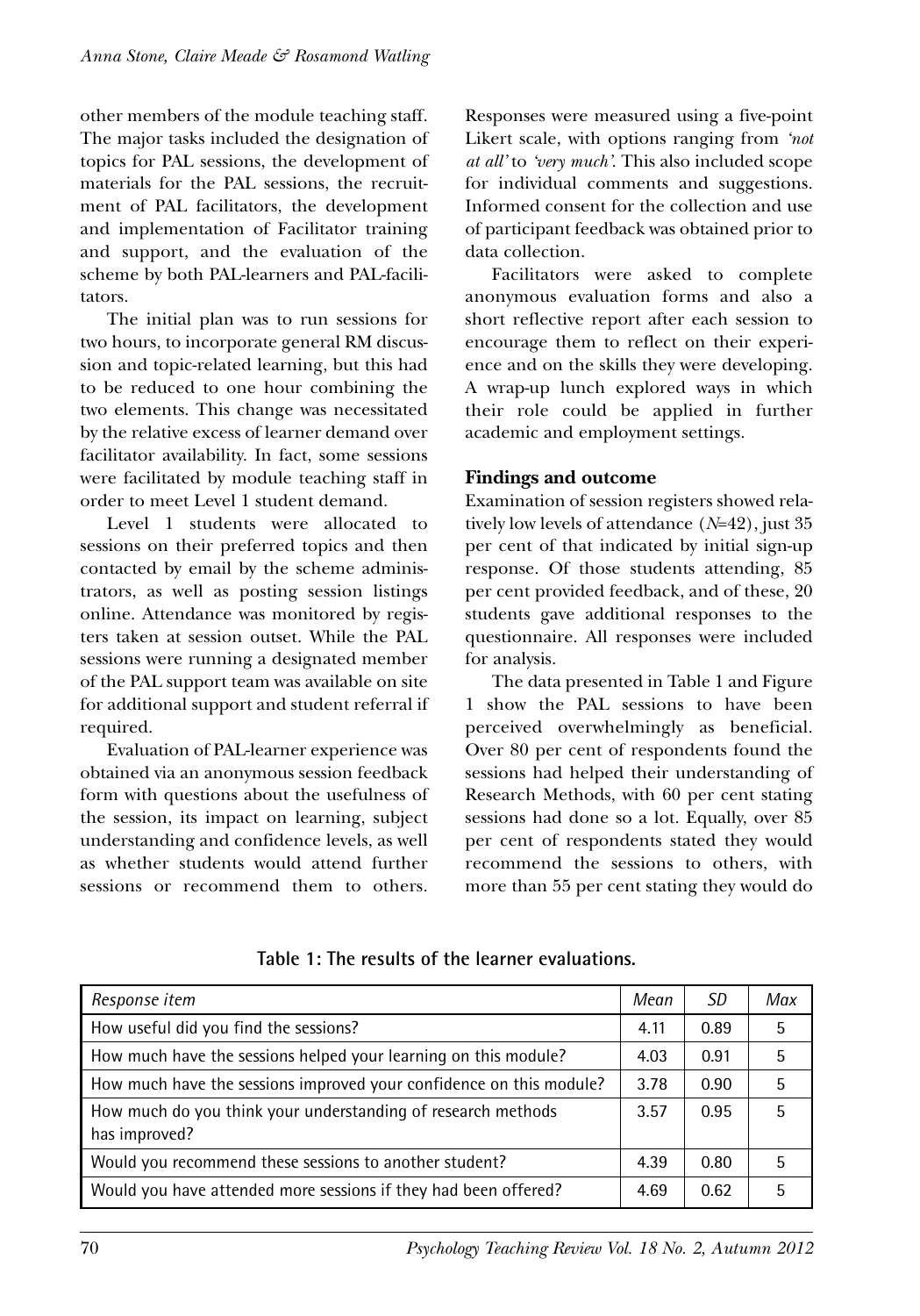other members of the module teaching staff. The major tasks included the designation of topics for PAL sessions, the development of materials for the PAL sessions, the recruitment of PAL facilitators, the development and implementation of Facilitator training and support, and the evaluation of the scheme by both PAL-learners and PAL-facilitators.

The initial plan was to run sessions for two hours, to incorporate general RM discussion and topic-related learning, but this had to be reduced to one hour combining the two elements. This change was necessitated by the relative excess of learner demand over facilitator availability. In fact, some sessions were facilitated by module teaching staff in order to meet Level 1 student demand.

Level 1 students were allocated to sessions on their preferred topics and then contacted by email by the scheme administrators, as well as posting session listings online. Attendance was monitored by registers taken at session outset. While the PAL sessions were running a designated member of the PAL support team was available on site for additional support and student referral if required.

Evaluation of PAL-learner experience was obtained via an anonymous session feedback form with questions about the usefulness of the session, its impact on learning, subject understanding and confidence levels, as well as whether students would attend further sessions or recommend them to others. Responses were measured using a five-point Likert scale, with options ranging from *'not at all'* to *'very much'*. This also included scope for individual comments and suggestions. Informed consent for the collection and use of participant feedback was obtained prior to data collection.

Facilitators were asked to complete anonymous evaluation forms and also a short reflective report after each session to encourage them to reflect on their experience and on the skills they were developing. A wrap-up lunch explored ways in which their role could be applied in further academic and employment settings.

### Findings and outcome

Examination of session registers showed relatively low levels of attendance ($N$=42), just 35 per cent of that indicated by initial sign-up response. Of those students attending, 85 per cent provided feedback, and of these, 20 students gave additional responses to the questionnaire. All responses were included for analysis.

The data presented in Table 1 and Figure 1 show the PAL sessions to have been perceived overwhelmingly as beneficial. Over 80 per cent of respondents found the sessions had helped their understanding of Research Methods, with 60 per cent stating sessions had done so a lot. Equally, over 85 per cent of respondents stated they would recommend the sessions to others, with more than 55 per cent stating they would do

**Table 1: The results of the learner evaluations.**

| *Response item* | *Mean* | *SD* | *Max* |
|---|---|---|---|
| How useful did you find the sessions? | 4.11 | 0.89 | 5 |
| How much have the sessions helped your learning on this module? | 4.03 | 0.91 | 5 |
| How much have the sessions improved your confidence on this module? | 3.78 | 0.90 | 5 |
| How much do you think your understanding of research methods has improved? | 3.57 | 0.95 | 5 |
| Would you recommend these sessions to another student? | 4.39 | 0.80 | 5 |
| Would you have attended more sessions if they had been offered? | 4.69 | 0.62 | 5 |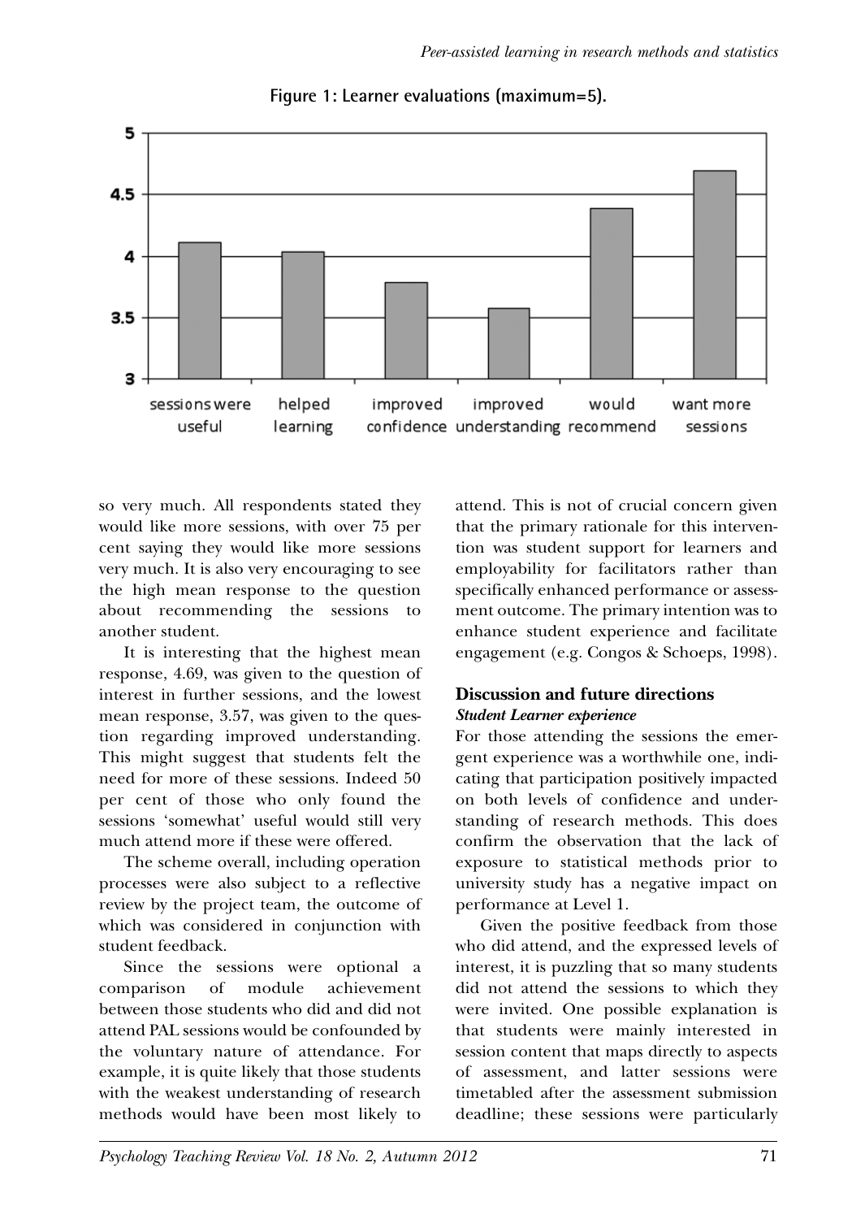**Figure 1: Learner evaluations (maximum=5).**

so very much. All respondents stated they would like more sessions, with over 75 per cent saying they would like more sessions very much. It is also very encouraging to see the high mean response to the question about recommending the sessions to another student.

It is interesting that the highest mean response, 4.69, was given to the question of interest in further sessions, and the lowest mean response, 3.57, was given to the question regarding improved understanding. This might suggest that students felt the need for more of these sessions. Indeed 50 per cent of those who only found the sessions 'somewhat' useful would still very much attend more if these were offered.

The scheme overall, including operation processes were also subject to a reflective review by the project team, the outcome of which was considered in conjunction with student feedback.

Since the sessions were optional a comparison of module achievement between those students who did and did not attend PAL sessions would be confounded by the voluntary nature of attendance. For example, it is quite likely that those students with the weakest understanding of research methods would have been most likely to attend. This is not of crucial concern given that the primary rationale for this intervention was student support for learners and employability for facilitators rather than specifically enhanced performance or assessment outcome. The primary intention was to enhance student experience and facilitate engagement (e.g. Congos & Schoeps, 1998).

## Discussion and future directions

### *Student Learner experience*

For those attending the sessions the emergent experience was a worthwhile one, indicating that participation positively impacted on both levels of confidence and understanding of research methods. This does confirm the observation that the lack of exposure to statistical methods prior to university study has a negative impact on performance at Level 1.

Given the positive feedback from those who did attend, and the expressed levels of interest, it is puzzling that so many students did not attend the sessions to which they were invited. One possible explanation is that students were mainly interested in session content that maps directly to aspects of assessment, and latter sessions were timetabled after the assessment submission deadline; these sessions were particularly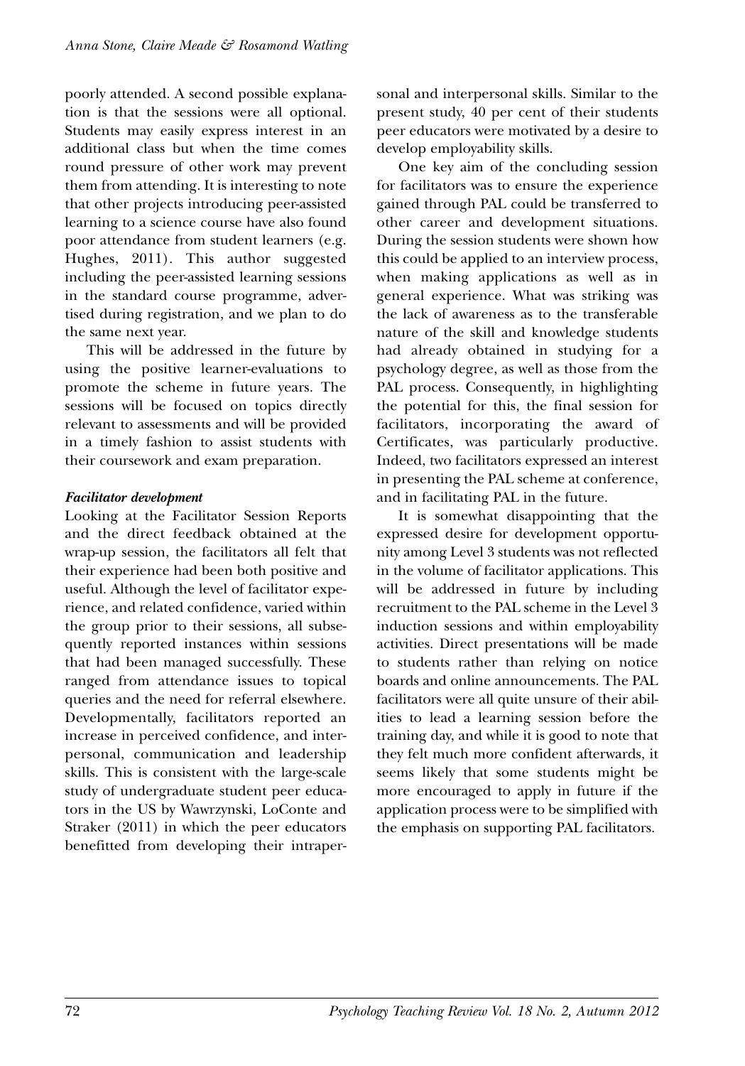poorly attended. A second possible explanation is that the sessions were all optional. Students may easily express interest in an additional class but when the time comes round pressure of other work may prevent them from attending. It is interesting to note that other projects introducing peer-assisted learning to a science course have also found poor attendance from student learners (e.g. Hughes, 2011). This author suggested including the peer-assisted learning sessions in the standard course programme, advertised during registration, and we plan to do the same next year.

This will be addressed in the future by using the positive learner-evaluations to promote the scheme in future years. The sessions will be focused on topics directly relevant to assessments and will be provided in a timely fashion to assist students with their coursework and exam preparation.

### *Facilitator development*

Looking at the Facilitator Session Reports and the direct feedback obtained at the wrap-up session, the facilitators all felt that their experience had been both positive and useful. Although the level of facilitator experience, and related confidence, varied within the group prior to their sessions, all subsequently reported instances within sessions that had been managed successfully. These ranged from attendance issues to topical queries and the need for referral elsewhere. Developmentally, facilitators reported an increase in perceived confidence, and interpersonal, communication and leadership skills. This is consistent with the large-scale study of undergraduate student peer educators in the US by Wawrzynski, LoConte and Straker (2011) in which the peer educators benefitted from developing their intrapersonal and interpersonal skills. Similar to the present study, 40 per cent of their students peer educators were motivated by a desire to develop employability skills.

One key aim of the concluding session for facilitators was to ensure the experience gained through PAL could be transferred to other career and development situations. During the session students were shown how this could be applied to an interview process, when making applications as well as in general experience. What was striking was the lack of awareness as to the transferable nature of the skill and knowledge students had already obtained in studying for a psychology degree, as well as those from the PAL process. Consequently, in highlighting the potential for this, the final session for facilitators, incorporating the award of Certificates, was particularly productive. Indeed, two facilitators expressed an interest in presenting the PAL scheme at conference, and in facilitating PAL in the future.

It is somewhat disappointing that the expressed desire for development opportunity among Level 3 students was not reflected in the volume of facilitator applications. This will be addressed in future by including recruitment to the PAL scheme in the Level 3 induction sessions and within employability activities. Direct presentations will be made to students rather than relying on notice boards and online announcements. The PAL facilitators were all quite unsure of their abilities to lead a learning session before the training day, and while it is good to note that they felt much more confident afterwards, it seems likely that some students might be more encouraged to apply in future if the application process were to be simplified with the emphasis on supporting PAL facilitators.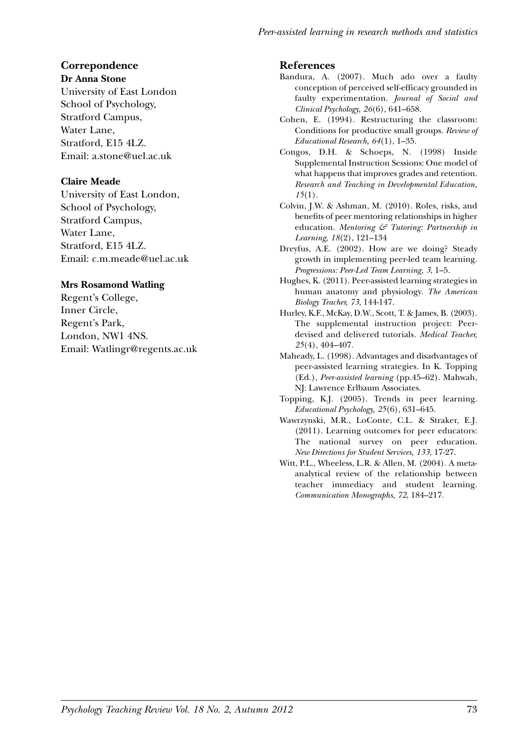## Correpondence

**Dr Anna Stone**
University of East London
School of Psychology,
Stratford Campus,
Water Lane,
Stratford, E15 4LZ.
Email: a.stone@uel.ac.uk

**Claire Meade**
University of East London,
School of Psychology,
Stratford Campus,
Water Lane,
Stratford, E15 4LZ.
Email: c.m.meade@uel.ac.uk

**Mrs Rosamond Watling**
Regent's College,
Inner Circle,
Regent's Park,
London, NW1 4NS.
Email: Watlingr@regents.ac.uk

## References

Bandura, A. (2007). Much ado over a faulty conception of perceived self-efficacy grounded in faulty experimentation. *Journal of Social and Clinical Psychology, 26*(6), 641–658.

Cohen, E. (1994). Restructuring the classroom: Conditions for productive small groups. *Review of Educational Research, 64*(1), 1–35.

Congos, D.H. & Schoeps, N. (1998) Inside Supplemental Instruction Sessions: One model of what happens that improves grades and retention. *Research and Teaching in Developmental Education, 15*(1).

Colvin, J.W. & Ashman, M. (2010). Roles, risks, and benefits of peer mentoring relationships in higher education. *Mentoring & Tutoring: Partnership in Learning, 18*(2), 121–134

Dreyfus, A.E. (2002). How are we doing? Steady growth in implementing peer-led team learning. *Progressions: Peer-Led Team Learning, 3*, 1–5.

Hughes, K. (2011). Peer-assisted learning strategies in human anatomy and physiology. *The American Biology Teacher, 73*, 144-147.

Hurley, K.F., McKay, D.W., Scott, T. & James, B. (2003). The supplemental instruction project: Peer-devised and delivered tutorials. *Medical Teacher, 25*(4), 404–407.

Maheady, L. (1998). Advantages and disadvantages of peer-assisted learning strategies. In K. Topping (Ed.), *Peer-assisted learning* (pp.45–62). Mahwah, NJ: Lawrence Erlbaum Associates.

Topping, K.J. (2005). Trends in peer learning. *Educational Psychology, 25*(6), 631–645.

Wawrzynski, M.R., LoConte, C.L. & Straker, E.J. (2011). Learning outcomes for peer educators: The national survey on peer education. *New Directions for Student Services, 133*, 17-27.

Witt, P.L., Wheeless, L.R. & Allen, M. (2004). A meta-analytical review of the relationship between teacher immediacy and student learning. *Communication Monographs, 72*, 184–217.